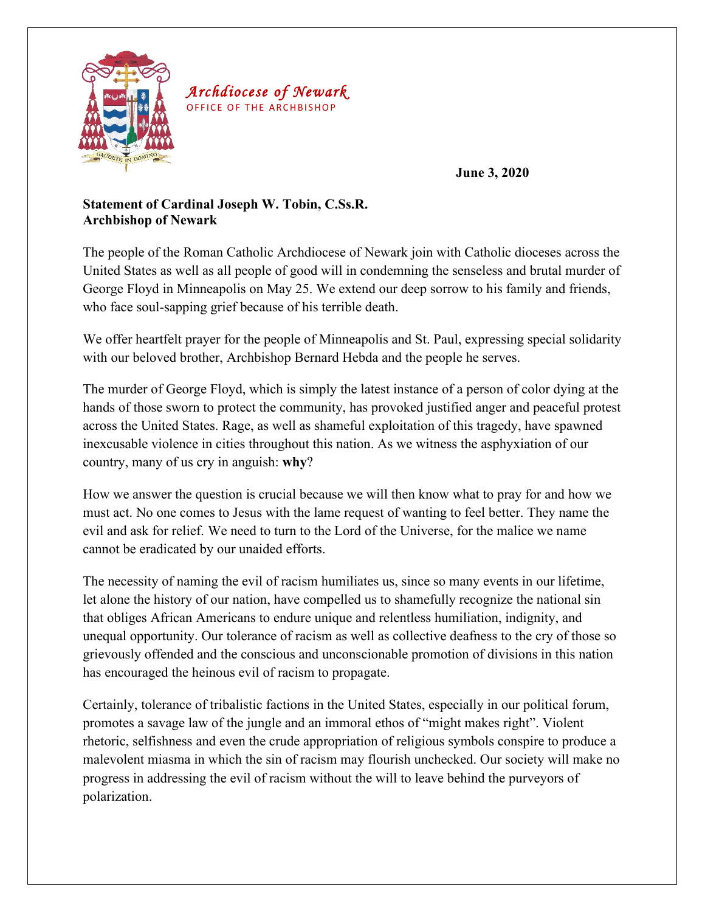*Archdiocese of Newark*
OFFICE OF THE ARCHBISHOP

**June 3, 2020**

**Statement of Cardinal Joseph W. Tobin, C.Ss.R.**
**Archbishop of Newark**

The people of the Roman Catholic Archdiocese of Newark join with Catholic dioceses across the United States as well as all people of good will in condemning the senseless and brutal murder of George Floyd in Minneapolis on May 25. We extend our deep sorrow to his family and friends, who face soul-sapping grief because of his terrible death.

We offer heartfelt prayer for the people of Minneapolis and St. Paul, expressing special solidarity with our beloved brother, Archbishop Bernard Hebda and the people he serves.

The murder of George Floyd, which is simply the latest instance of a person of color dying at the hands of those sworn to protect the community, has provoked justified anger and peaceful protest across the United States. Rage, as well as shameful exploitation of this tragedy, have spawned inexcusable violence in cities throughout this nation. As we witness the asphyxiation of our country, many of us cry in anguish: **why**?

How we answer the question is crucial because we will then know what to pray for and how we must act. No one comes to Jesus with the lame request of wanting to feel better. They name the evil and ask for relief. We need to turn to the Lord of the Universe, for the malice we name cannot be eradicated by our unaided efforts.

The necessity of naming the evil of racism humiliates us, since so many events in our lifetime, let alone the history of our nation, have compelled us to shamefully recognize the national sin that obliges African Americans to endure unique and relentless humiliation, indignity, and unequal opportunity. Our tolerance of racism as well as collective deafness to the cry of those so grievously offended and the conscious and unconscionable promotion of divisions in this nation has encouraged the heinous evil of racism to propagate.

Certainly, tolerance of tribalistic factions in the United States, especially in our political forum, promotes a savage law of the jungle and an immoral ethos of "might makes right". Violent rhetoric, selfishness and even the crude appropriation of religious symbols conspire to produce a malevolent miasma in which the sin of racism may flourish unchecked. Our society will make no progress in addressing the evil of racism without the will to leave behind the purveyors of polarization.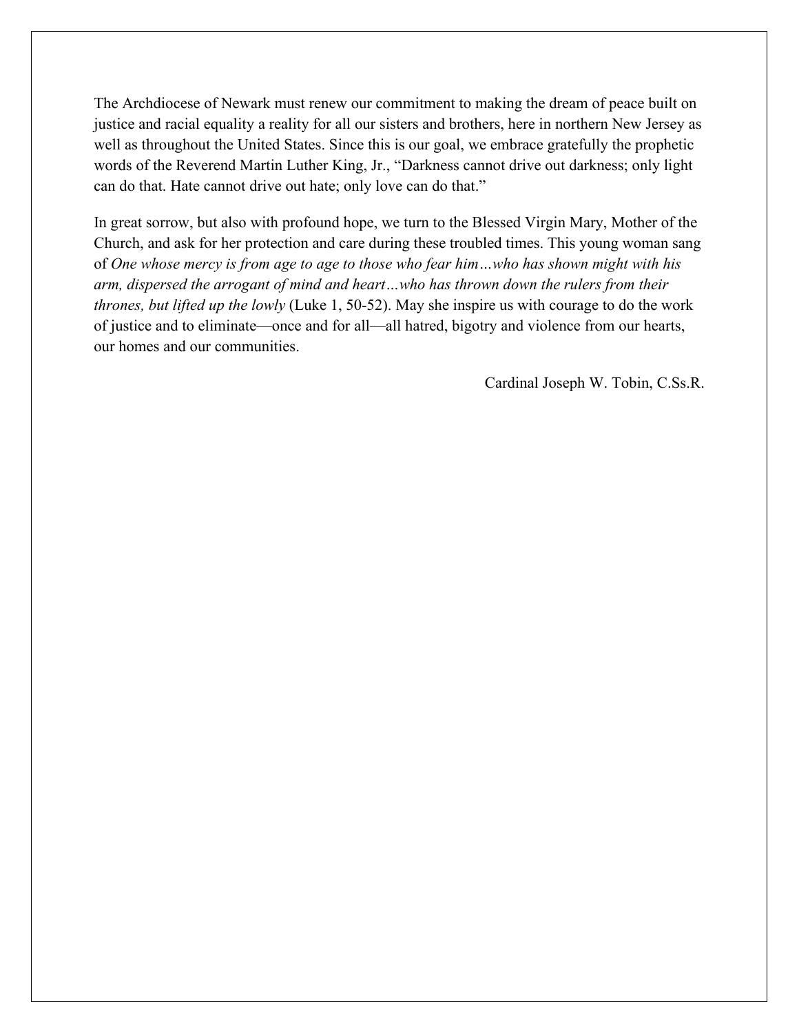The Archdiocese of Newark must renew our commitment to making the dream of peace built on justice and racial equality a reality for all our sisters and brothers, here in northern New Jersey as well as throughout the United States. Since this is our goal, we embrace gratefully the prophetic words of the Reverend Martin Luther King, Jr., "Darkness cannot drive out darkness; only light can do that. Hate cannot drive out hate; only love can do that."

In great sorrow, but also with profound hope, we turn to the Blessed Virgin Mary, Mother of the Church, and ask for her protection and care during these troubled times. This young woman sang of *One whose mercy is from age to age to those who fear him…who has shown might with his arm, dispersed the arrogant of mind and heart…who has thrown down the rulers from their thrones, but lifted up the lowly* (Luke 1, 50-52). May she inspire us with courage to do the work of justice and to eliminate—once and for all—all hatred, bigotry and violence from our hearts, our homes and our communities.

Cardinal Joseph W. Tobin, C.Ss.R.